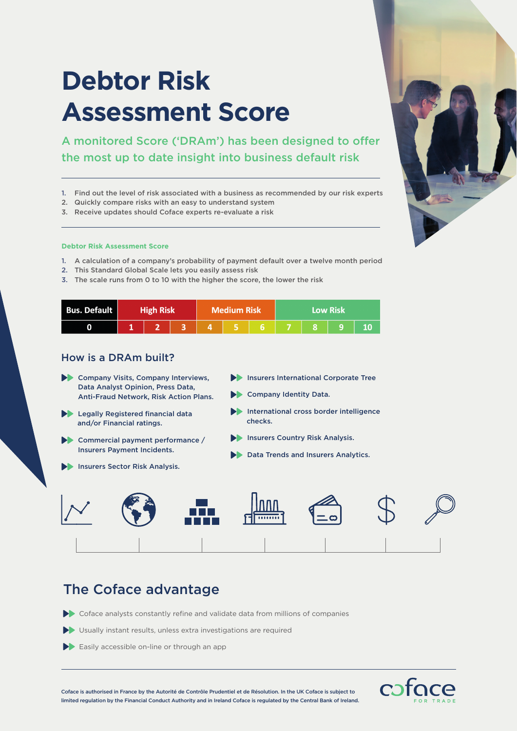# Debtor Risk Assessment Score

## A monitored Score ('DRAm') has been designed to offer the most up to date insight into business default risk

1. Find out the level of risk associated with a business as recommended by our risk experts
2. Quickly compare risks with an easy to understand system
3. Receive updates should Coface experts re-evaluate a risk

**Debtor Risk Assessment Score**

1. A calculation of a company's probability of payment default over a twelve month period
2. This Standard Global Scale lets you easily assess risk
3. The scale runs from 0 to 10 with the higher the score, the lower the risk

| Bus. Default | High Risk | | | Medium Risk | | | Low Risk | | | |
|---|---|---|---|---|---|---|---|---|---|---|
| 0 | 1 | 2 | 3 | 4 | 5 | 6 | 7 | 8 | 9 | 10 |

## How is a DRAm built?

- Company Visits, Company Interviews, Data Analyst Opinion, Press Data, Anti-Fraud Network, Risk Action Plans.
- Legally Registered financial data and/or Financial ratings.
- Commercial payment performance / Insurers Payment Incidents.
- Insurers Sector Risk Analysis.
- Insurers International Corporate Tree
- Company Identity Data.
- International cross border intelligence checks.
- Insurers Country Risk Analysis.
- Data Trends and Insurers Analytics.

## The Coface advantage

- Coface analysts constantly refine and validate data from millions of companies
- Usually instant results, unless extra investigations are required
- Easily accessible on-line or through an app

Coface is authorised in France by the Autorité de Contrôle Prudentiel et de Résolution. In the UK Coface is subject to limited regulation by the Financial Conduct Authority and in Ireland Coface is regulated by the Central Bank of Ireland.

coface FOR TRADE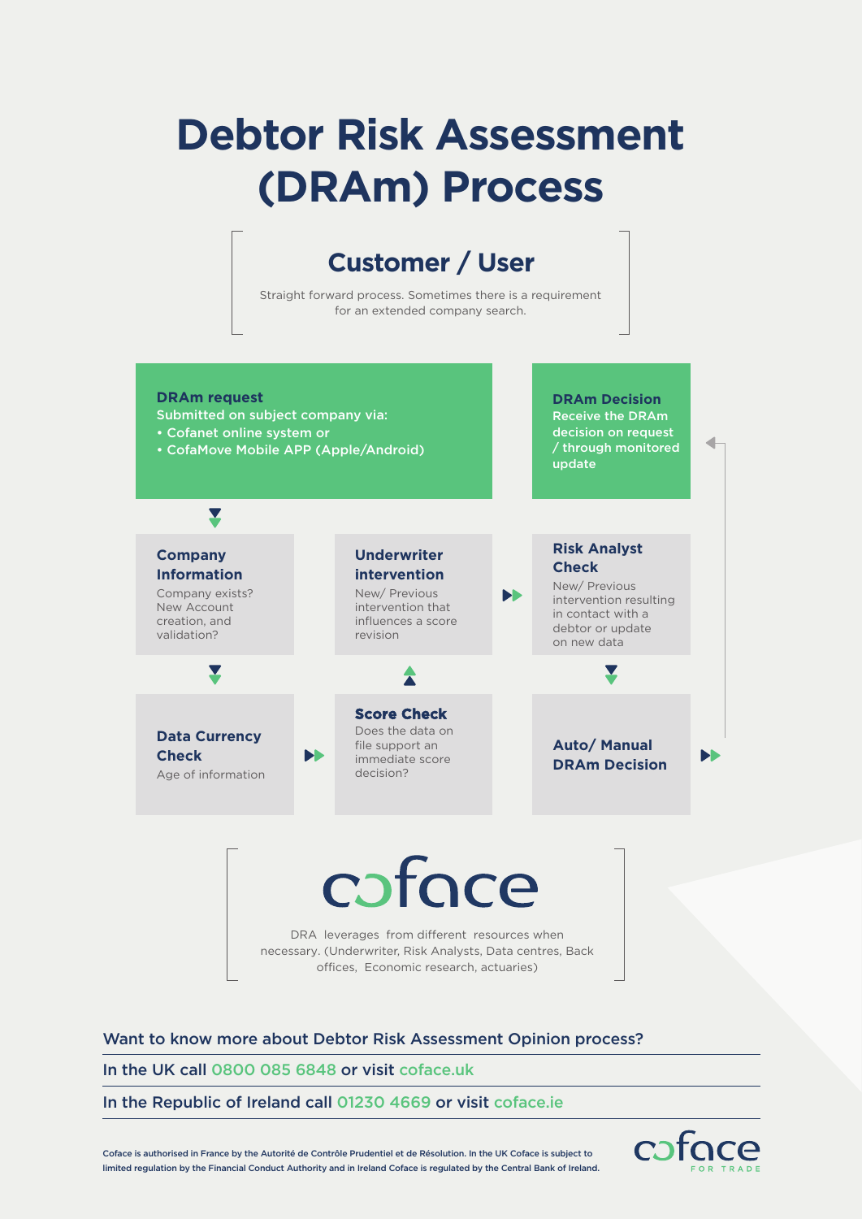# Debtor Risk Assessment (DRAm) Process

## Customer / User

Straight forward process. Sometimes there is a requirement for an extended company search.

**DRAm request**
Submitted on subject company via:
- Cofanet online system or
- CofaMove Mobile APP (Apple/Android)

**DRAm Decision**
Receive the DRAm decision on request / through monitored update

**Company Information**
Company exists? New Account creation, and validation?

**Underwriter intervention**
New/ Previous intervention that influences a score revision

**Risk Analyst Check**
New/ Previous intervention resulting in contact with a debtor or update on new data

**Data Currency Check**
Age of information

**Score Check**
Does the data on file support an immediate score decision?

**Auto/ Manual DRAm Decision**

coface

DRA leverages from different resources when necessary. (Underwriter, Risk Analysts, Data centres, Back offices, Economic research, actuaries)

Want to know more about Debtor Risk Assessment Opinion process?

In the UK call 0800 085 6848 or visit coface.uk

In the Republic of Ireland call 01230 4669 or visit coface.ie

Coface is authorised in France by the Autorité de Contrôle Prudentiel et de Résolution. In the UK Coface is subject to limited regulation by the Financial Conduct Authority and in Ireland Coface is regulated by the Central Bank of Ireland.

coface FOR TRADE